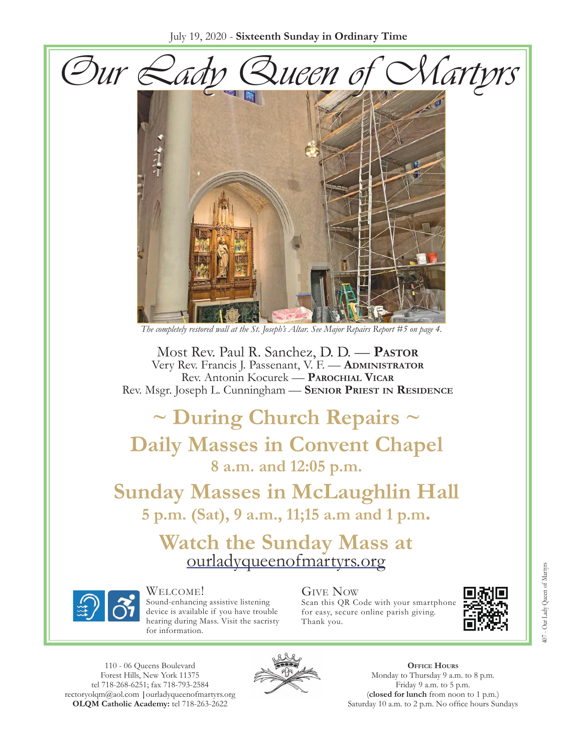July 19, 2020 - **Sixteenth Sunday in Ordinary Time**

# *Our Lady Queen of Martyrs*

*The completely restored wall at the St. Joseph's Altar. See Major Repairs Report #5 on page 4.*

Most Rev. Paul R. Sanchez, D. D. — **Pastor**
Very Rev. Francis J. Passenant, V. F. — **Administrator**
Rev. Antonin Kocurek — **Parochial Vicar**
Rev. Msgr. Joseph L. Cunningham — **Senior Priest in Residence**

## ~ During Church Repairs ~

## Daily Masses in Convent Chapel

**8 a.m. and 12:05 p.m.**

## Sunday Masses in McLaughlin Hall

**5 p.m. (Sat), 9 a.m., 11;15 a.m and 1 p.m.**

## Watch the Sunday Mass at

ourladyqueenofmartyrs.org

**Welcome!**
Sound-enhancing assistive listening device is available if you have trouble hearing during Mass. Visit the sacristy for information.

**Give Now**
Scan this QR Code with your smartphone for easy, secure online parish giving. Thank you.

110 - 06 Queens Boulevard
Forest Hills, New York 11375
tel 718-268-6251; fax 718-793-2584
rectoryolqm@aol.com | ourladyqueenofmartyrs.org
**OLQM Catholic Academy:** tel 718-263-2622

**Office Hours**
Monday to Thursday 9 a.m. to 8 p.m.
Friday 9 a.m. to 5 p.m.
(**closed for lunch** from noon to 1 p.m.)
Saturday 10 a.m. to 2 p.m. No office hours Sundays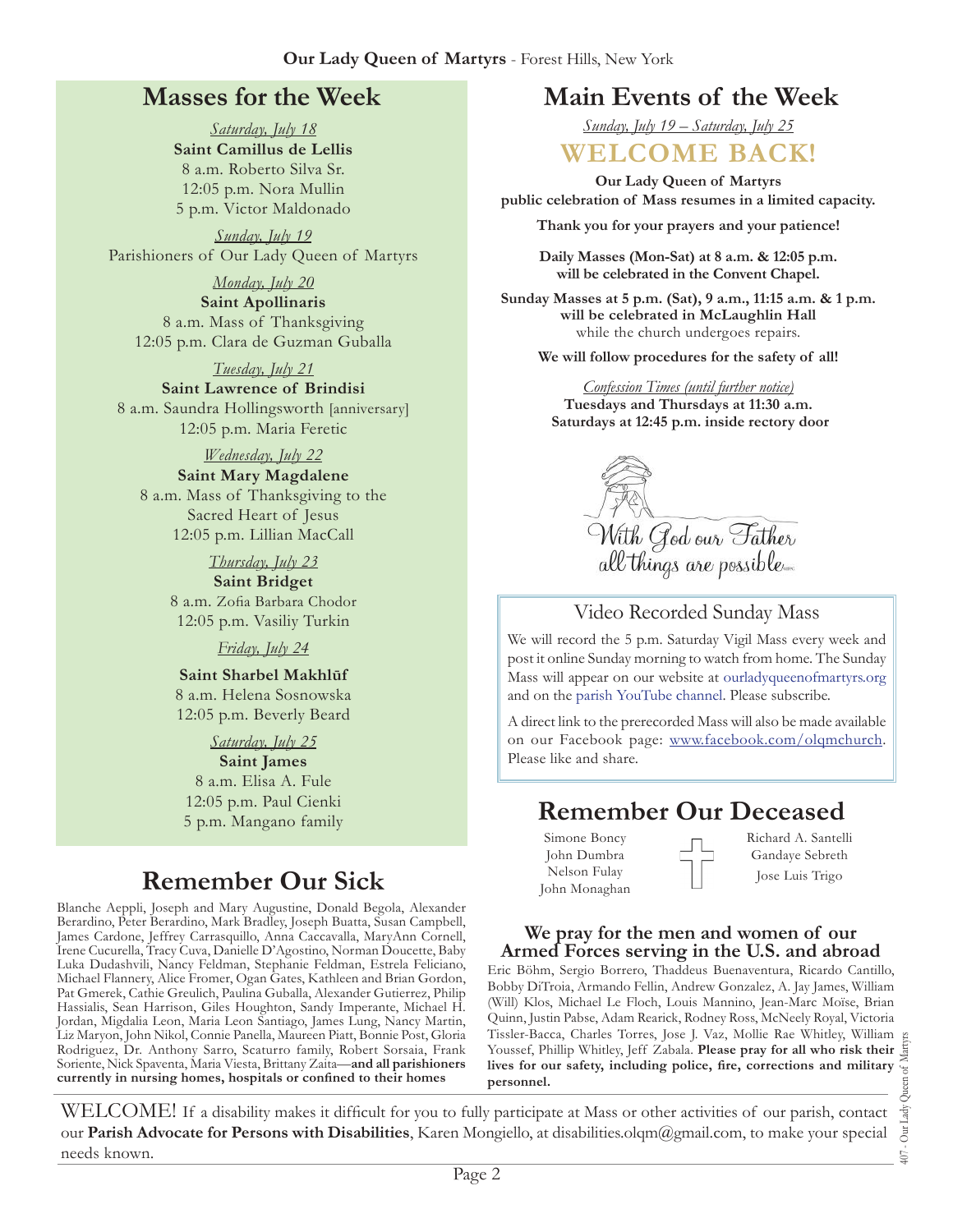## Masses for the Week

*Saturday, July 18*
**Saint Camillus de Lellis**
8 a.m. Roberto Silva Sr.
12:05 p.m. Nora Mullin
5 p.m. Victor Maldonado

*Sunday, July 19*
Parishioners of Our Lady Queen of Martyrs

*Monday, July 20*
**Saint Apollinaris**
8 a.m. Mass of Thanksgiving
12:05 p.m. Clara de Guzman Guballa

*Tuesday, July 21*
**Saint Lawrence of Brindisi**
8 a.m. Saundra Hollingsworth [anniversary]
12:05 p.m. Maria Feretic

*Wednesday, July 22*
**Saint Mary Magdalene**
8 a.m. Mass of Thanksgiving to the Sacred Heart of Jesus
12:05 p.m. Lillian MacCall

*Thursday, July 23*
**Saint Bridget**
8 a.m. Zofia Barbara Chodor
12:05 p.m. Vasiliy Turkin

*Friday, July 24*
**Saint Sharbel Makhlūf**
8 a.m. Helena Sosnowska
12:05 p.m. Beverly Beard

*Saturday, July 25*
**Saint James**
8 a.m. Elisa A. Fule
12:05 p.m. Paul Cienki
5 p.m. Mangano family

## Remember Our Sick

Blanche Aeppli, Joseph and Mary Augustine, Donald Begola, Alexander Berardino, Peter Berardino, Mark Bradley, Joseph Buatta, Susan Campbell, James Cardone, Jeffrey Carrasquillo, Anna Caccavalla, MaryAnn Cornell, Irene Cucurella, Tracy Cuva, Danielle D'Agostino, Norman Doucette, Baby Luka Dudashvili, Nancy Feldman, Stephanie Feldman, Estrela Feliciano, Michael Flannery, Alice Fromer, Ogan Gates, Kathleen and Brian Gordon, Pat Gmerek, Cathie Greulich, Paulina Guballa, Alexander Gutierrez, Philip Hassialis, Sean Harrison, Giles Houghton, Sandy Imperante, Michael H. Jordan, Migdalia Leon, Maria Leon Santiago, James Lung, Nancy Martin, Liz Maryon, John Nikol, Connie Panella, Maureen Piatt, Bonnie Post, Gloria Rodriguez, Dr. Anthony Sarro, Scaturro family, Robert Sorsaia, Frank Soriente, Nick Spaventa, Maria Viesta, Brittany Zaita—**and all parishioners currently in nursing homes, hospitals or confined to their homes**

## Main Events of the Week

*Sunday, July 19 – Saturday, July 25*

### WELCOME BACK!

**Our Lady Queen of Martyrs public celebration of Mass resumes in a limited capacity.**

**Thank you for your prayers and your patience!**

**Daily Masses (Mon-Sat) at 8 a.m. & 12:05 p.m. will be celebrated in the Convent Chapel.**

**Sunday Masses at 5 p.m. (Sat), 9 a.m., 11:15 a.m. & 1 p.m. will be celebrated in McLaughlin Hall** while the church undergoes repairs.

**We will follow procedures for the safety of all!**

*Confession Times (until further notice)*
**Tuesdays and Thursdays at 11:30 a.m.**
**Saturdays at 12:45 p.m. inside rectory door**

With God our Father all things are possible

### Video Recorded Sunday Mass

We will record the 5 p.m. Saturday Vigil Mass every week and post it online Sunday morning to watch from home. The Sunday Mass will appear on our website at ourladyqueenofmartyrs.org and on the parish YouTube channel. Please subscribe.

A direct link to the prerecorded Mass will also be made available on our Facebook page: www.facebook.com/olqmchurch. Please like and share.

## Remember Our Deceased

Simone Boncy
John Dumbra
Nelson Fulay
John Monaghan
Richard A. Santelli
Gandaye Sebreth
Jose Luis Trigo

### We pray for the men and women of our Armed Forces serving in the U.S. and abroad

Eric Böhm, Sergio Borrero, Thaddeus Buenaventura, Ricardo Cantillo, Bobby DiTroia, Armando Fellin, Andrew Gonzalez, A. Jay James, William (Will) Klos, Michael Le Floch, Louis Mannino, Jean-Marc Moise, Brian Quinn, Justin Pabse, Adam Rearick, Rodney Ross, McNeely Royal, Victoria Tissler-Bacca, Charles Torres, Jose J. Vaz, Mollie Rae Whitley, William Youssef, Phillip Whitley, Jeff Zabala. **Please pray for all who risk their lives for our safety, including police, fire, corrections and military personnel.**

WELCOME! If a disability makes it difficult for you to fully participate at Mass or other activities of our parish, contact our **Parish Advocate for Persons with Disabilities**, Karen Mongiello, at disabilities.olqm@gmail.com, to make your special needs known.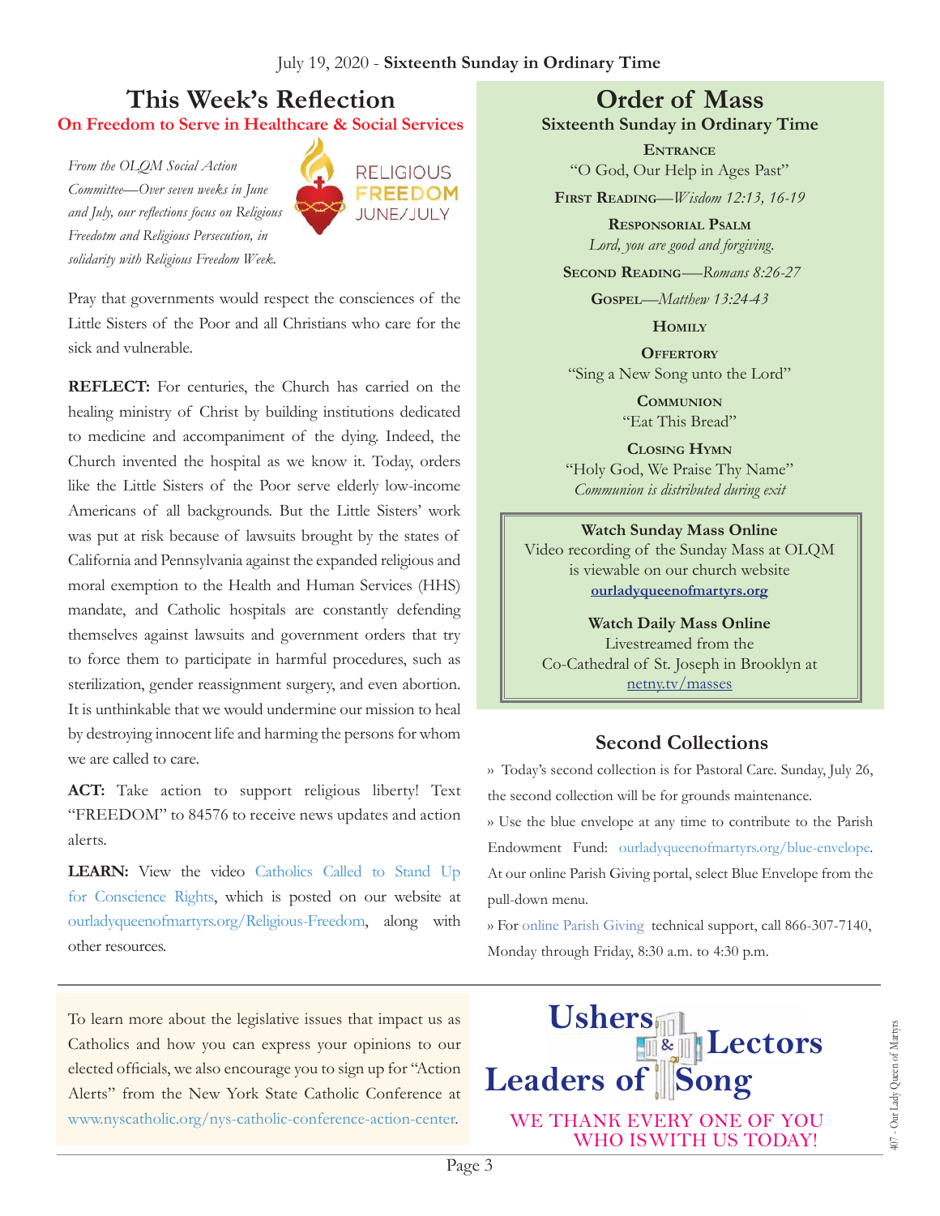July 19, 2020 - **Sixteenth Sunday in Ordinary Time**

# This Week's Reflection

**On Freedom to Serve in Healthcare & Social Services**

*From the OLQM Social Action Committee—Over seven weeks in June and July, our reflections focus on Religious Freedotm and Religious Persecution, in solidarity with Religious Freedom Week.*

RELIGIOUS FREEDOM JUNE/JULY

Pray that governments would respect the consciences of the Little Sisters of the Poor and all Christians who care for the sick and vulnerable.

**REFLECT:** For centuries, the Church has carried on the healing ministry of Christ by building institutions dedicated to medicine and accompaniment of the dying. Indeed, the Church invented the hospital as we know it. Today, orders like the Little Sisters of the Poor serve elderly low-income Americans of all backgrounds. But the Little Sisters' work was put at risk because of lawsuits brought by the states of California and Pennsylvania against the expanded religious and moral exemption to the Health and Human Services (HHS) mandate, and Catholic hospitals are constantly defending themselves against lawsuits and government orders that try to force them to participate in harmful procedures, such as sterilization, gender reassignment surgery, and even abortion. It is unthinkable that we would undermine our mission to heal by destroying innocent life and harming the persons for whom we are called to care.

**ACT:** Take action to support religious liberty! Text "FREEDOM" to 84576 to receive news updates and action alerts.

**LEARN:** View the video Catholics Called to Stand Up for Conscience Rights, which is posted on our website at ourladyqueenofmartyrs.org/Religious-Freedom, along with other resources.

# Order of Mass

**Sixteenth Sunday in Ordinary Time**

**Entrance**
"O God, Our Help in Ages Past"

**First Reading**—*Wisdom 12:13, 16-19*

**Responsorial Psalm**
*Lord, you are good and forgiving.*

**Second Reading**—*Romans 8:26-27*

**Gospel**—*Matthew 13:24-43*

**Homily**

**Offertory**
"Sing a New Song unto the Lord"

**Communion**
"Eat This Bread"

**Closing Hymn**
"Holy God, We Praise Thy Name"
*Communion is distributed during exit*

**Watch Sunday Mass Online**
Video recording of the Sunday Mass at OLQM is viewable on our church website
**ourladyqueenofmartyrs.org**

**Watch Daily Mass Online**
Livestreamed from the Co-Cathedral of St. Joseph in Brooklyn at
netny.tv/masses

## Second Collections

» Today's second collection is for Pastoral Care. Sunday, July 26, the second collection will be for grounds maintenance.

» Use the blue envelope at any time to contribute to the Parish Endowment Fund: ourladyqueenofmartyrs.org/blue-envelope. At our online Parish Giving portal, select Blue Envelope from the pull-down menu.

» For online Parish Giving technical support, call 866-307-7140, Monday through Friday, 8:30 a.m. to 4:30 p.m.

To learn more about the legislative issues that impact us as Catholics and how you can express your opinions to our elected officials, we also encourage you to sign up for "Action Alerts" from the New York State Catholic Conference at www.nyscatholic.org/nys-catholic-conference-action-center.

**Ushers & Lectors**
**Leaders of Song**

WE THANK EVERY ONE OF YOU WHO ISWITH US TODAY!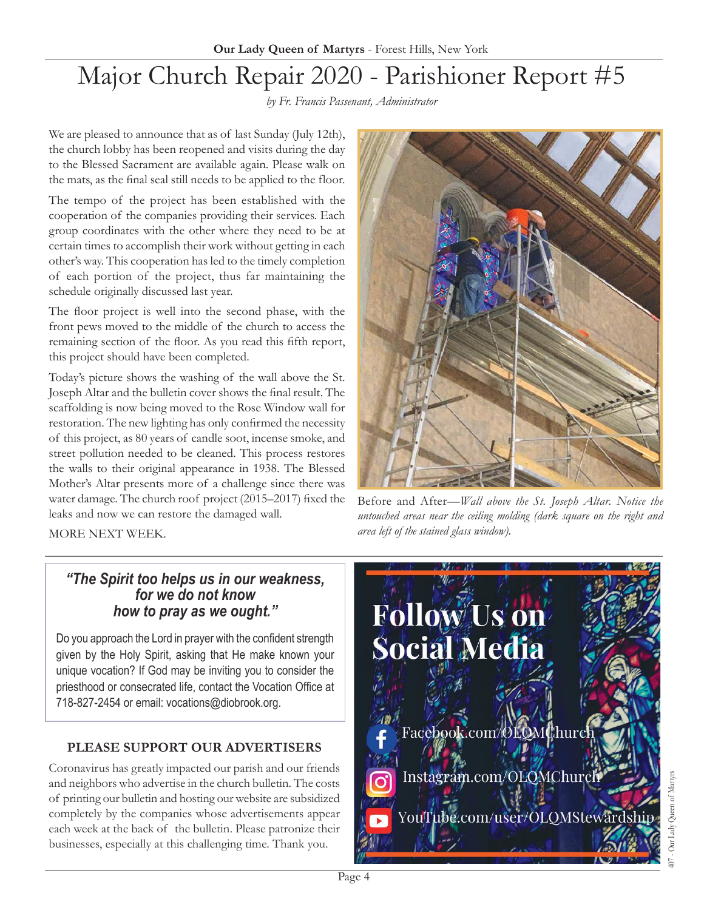# Major Church Repair 2020 - Parishioner Report #5

*by Fr. Francis Passenant, Administrator*

We are pleased to announce that as of last Sunday (July 12th), the church lobby has been reopened and visits during the day to the Blessed Sacrament are available again. Please walk on the mats, as the final seal still needs to be applied to the floor.

The tempo of the project has been established with the cooperation of the companies providing their services. Each group coordinates with the other where they need to be at certain times to accomplish their work without getting in each other's way. This cooperation has led to the timely completion of each portion of the project, thus far maintaining the schedule originally discussed last year.

The floor project is well into the second phase, with the front pews moved to the middle of the church to access the remaining section of the floor. As you read this fifth report, this project should have been completed.

Today's picture shows the washing of the wall above the St. Joseph Altar and the bulletin cover shows the final result. The scaffolding is now being moved to the Rose Window wall for restoration. The new lighting has only confirmed the necessity of this project, as 80 years of candle soot, incense smoke, and street pollution needed to be cleaned. This process restores the walls to their original appearance in 1938. The Blessed Mother's Altar presents more of a challenge since there was water damage. The church roof project (2015–2017) fixed the leaks and now we can restore the damaged wall.

MORE NEXT WEEK.

Before and After—*Wall above the St. Joseph Altar. Notice the untouched areas near the ceiling molding (dark square on the right and area left of the stained glass window).*

***"The Spirit too helps us in our weakness, for we do not know how to pray as we ought."***

Do you approach the Lord in prayer with the confident strength given by the Holy Spirit, asking that He make known your unique vocation? If God may be inviting you to consider the priesthood or consecrated life, contact the Vocation Office at 718-827-2454 or email: vocations@diobrook.org.

**PLEASE SUPPORT OUR ADVERTISERS**

Coronavirus has greatly impacted our parish and our friends and neighbors who advertise in the church bulletin. The costs of printing our bulletin and hosting our website are subsidized completely by the companies whose advertisements appear each week at the back of the bulletin. Please patronize their businesses, especially at this challenging time. Thank you.

## Follow Us on Social Media

- Facebook.com/OLQMChurch
- Instagram.com/OLQMChurch
- YouTube.com/user/OLQMStewardship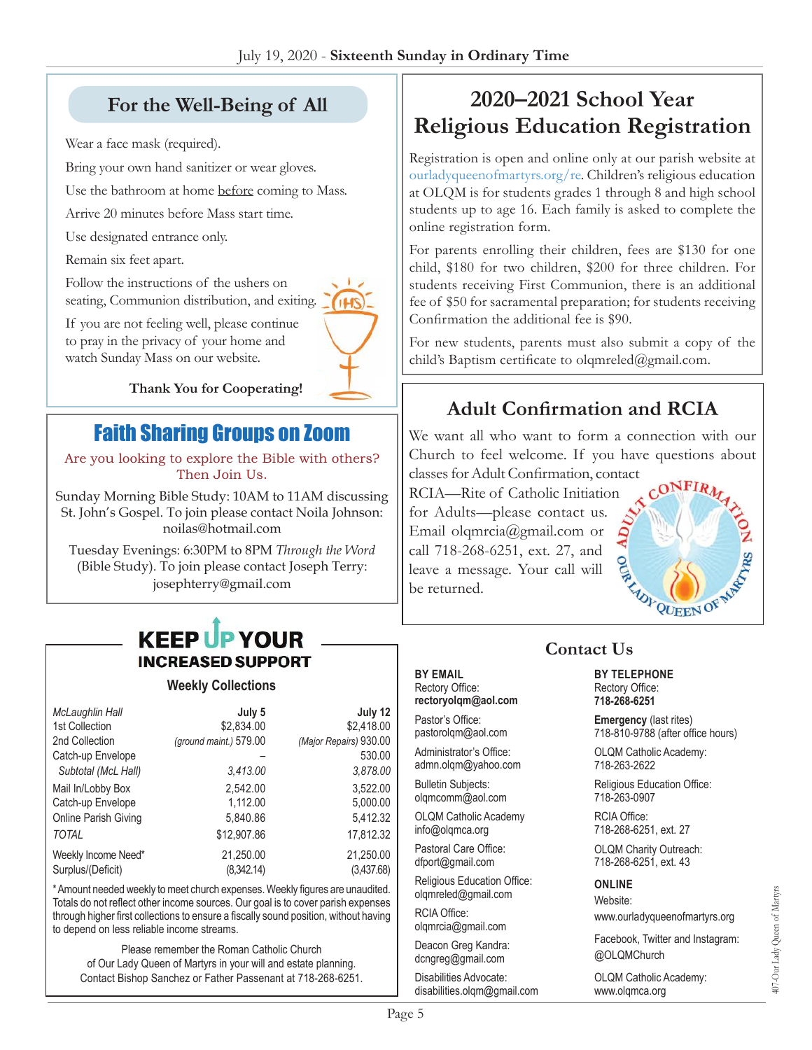## For the Well-Being of All

Wear a face mask (required).

Bring your own hand sanitizer or wear gloves.

Use the bathroom at home before coming to Mass.

Arrive 20 minutes before Mass start time.

Use designated entrance only.

Remain six feet apart.

Follow the instructions of the ushers on seating, Communion distribution, and exiting.

If you are not feeling well, please continue to pray in the privacy of your home and watch Sunday Mass on our website.

**Thank You for Cooperating!**

## Faith Sharing Groups on Zoom

Are you looking to explore the Bible with others? Then Join Us.

Sunday Morning Bible Study: 10AM to 11AM discussing St. John's Gospel. To join please contact Noila Johnson: noilas@hotmail.com

Tuesday Evenings: 6:30PM to 8PM *Through the Word* (Bible Study). To join please contact Joseph Terry: josephterry@gmail.com

## KEEP UP YOUR INCREASED SUPPORT

### Weekly Collections

| *McLaughlin Hall* | July 5 | July 12 |
|---|---|---|
| 1st Collection | $2,834.00 | $2,418.00 |
| 2nd Collection | *(ground maint.)* 579.00 | *(Major Repairs)* 930.00 |
| Catch-up Envelope | – | 530.00 |
| *Subtotal (McL Hall)* | *3,413.00* | *3,878.00* |
| Mail In/Lobby Box | 2,542.00 | 3,522.00 |
| Catch-up Envelope | 1,112.00 | 5,000.00 |
| Online Parish Giving | 5,840.86 | 5,412.32 |
| *TOTAL* | $12,907.86 | 17,812.32 |
| Weekly Income Need* | 21,250.00 | 21,250.00 |
| Surplus/(Deficit) | (8,342.14) | (3,437.68) |

\* Amount needed weekly to meet church expenses. Weekly figures are unaudited. Totals do not reflect other income sources. Our goal is to cover parish expenses through higher first collections to ensure a fiscally sound position, without having to depend on less reliable income streams.

Please remember the Roman Catholic Church of Our Lady Queen of Martyrs in your will and estate planning. Contact Bishop Sanchez or Father Passenant at 718-268-6251.

## 2020–2021 School Year Religious Education Registration

Registration is open and online only at our parish website at ourladyqueenofmartyrs.org/re. Children's religious education at OLQM is for students grades 1 through 8 and high school students up to age 16. Each family is asked to complete the online registration form.

For parents enrolling their children, fees are $130 for one child, $180 for two children, $200 for three children. For students receiving First Communion, there is an additional fee of $50 for sacramental preparation; for students receiving Confirmation the additional fee is $90.

For new students, parents must also submit a copy of the child's Baptism certificate to olqmreled@gmail.com.

## Adult Confirmation and RCIA

We want all who want to form a connection with our Church to feel welcome. If you have questions about classes for Adult Confirmation, contact RCIA—Rite of Catholic Initiation for Adults—please contact us. Email olqmrcia@gmail.com or call 718-268-6251, ext. 27, and leave a message. Your call will be returned.

## Contact Us

**BY EMAIL**

Rectory Office:
**rectoryolqm@aol.com**

Pastor's Office:
pastorolqm@aol.com

Administrator's Office:
admn.olqm@yahoo.com

Bulletin Subjects:
olqmcomm@aol.com

OLQM Catholic Academy
info@olqmca.org

Pastoral Care Office:
dfport@gmail.com

Religious Education Office:
olqmreled@gmail.com

RCIA Office:
olqmrcia@gmail.com

Deacon Greg Kandra:
dcngreg@gmail.com

Disabilities Advocate:
disabilities.olqm@gmail.com

**BY TELEPHONE**

Rectory Office:
**718-268-6251**

**Emergency** (last rites)
718-810-9788 (after office hours)

OLQM Catholic Academy:
718-263-2622

Religious Education Office:
718-263-0907

RCIA Office:
718-268-6251, ext. 27

OLQM Charity Outreach:
718-268-6251, ext. 43

**ONLINE**

Website:
www.ourladyqueenofmartyrs.org

Facebook, Twitter and Instagram:
@OLQMChurch

OLQM Catholic Academy:
www.olqmca.org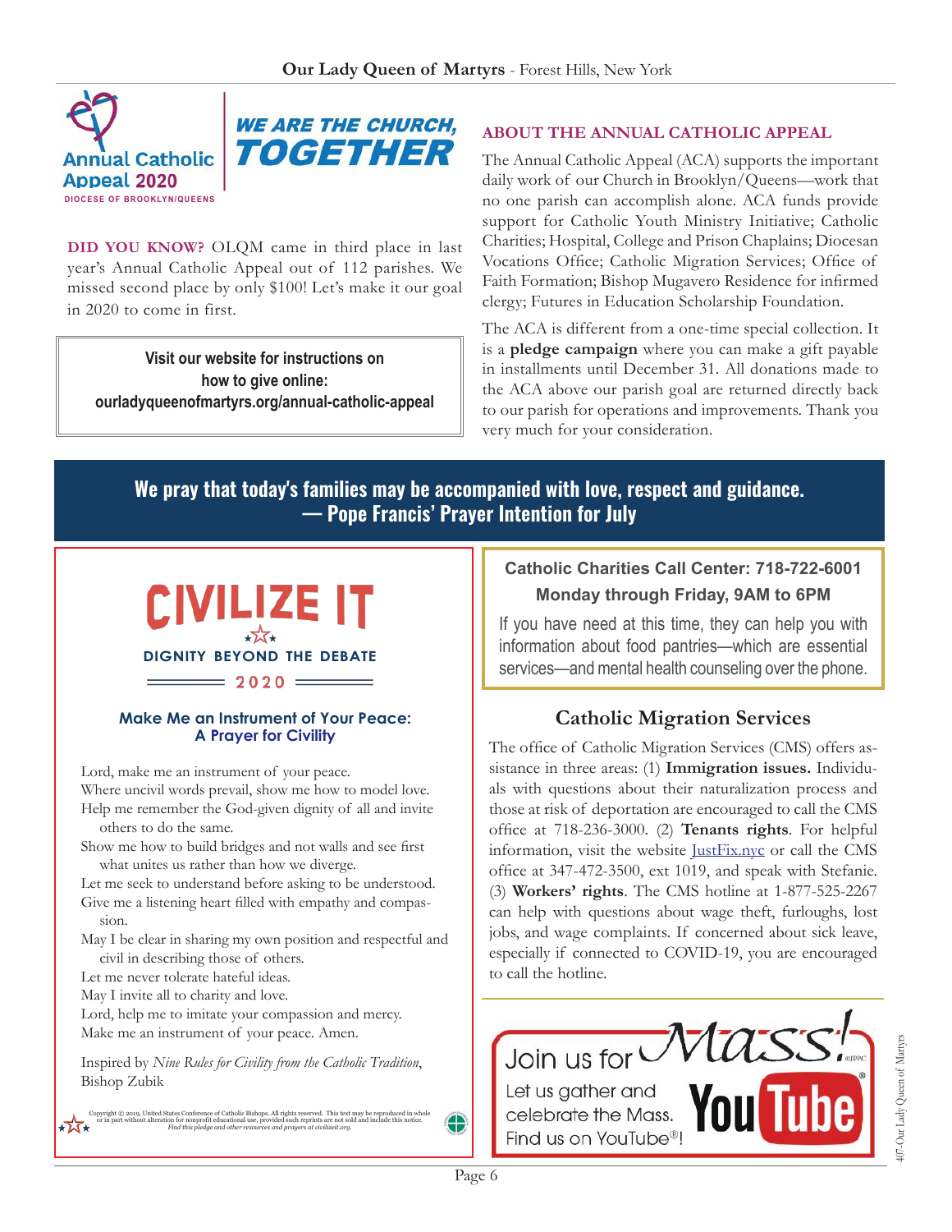Annual Catholic Appeal 2020
DIOCESE OF BROOKLYN/QUEENS

## WE ARE THE CHURCH, TOGETHER

**DID YOU KNOW?** OLQM came in third place in last year's Annual Catholic Appeal out of 112 parishes. We missed second place by only $100! Let's make it our goal in 2020 to come in first.

**Visit our website for instructions on how to give online: ourladyqueenofmartyrs.org/annual-catholic-appeal**

### ABOUT THE ANNUAL CATHOLIC APPEAL

The Annual Catholic Appeal (ACA) supports the important daily work of our Church in Brooklyn/Queens—work that no one parish can accomplish alone. ACA funds provide support for Catholic Youth Ministry Initiative; Catholic Charities; Hospital, College and Prison Chaplains; Diocesan Vocations Office; Catholic Migration Services; Office of Faith Formation; Bishop Mugavero Residence for infirmed clergy; Futures in Education Scholarship Foundation.

The ACA is different from a one-time special collection. It is a **pledge campaign** where you can make a gift payable in installments until December 31. All donations made to the ACA above our parish goal are returned directly back to our parish for operations and improvements. Thank you very much for your consideration.

**We pray that today's families may be accompanied with love, respect and guidance. — Pope Francis' Prayer Intention for July**

## CIVILIZE IT

DIGNITY BEYOND THE DEBATE

2020

### Make Me an Instrument of Your Peace: A Prayer for Civility

Lord, make me an instrument of your peace.
Where uncivil words prevail, show me how to model love.
Help me remember the God-given dignity of all and invite others to do the same.
Show me how to build bridges and not walls and see first what unites us rather than how we diverge.
Let me seek to understand before asking to be understood.
Give me a listening heart filled with empathy and compassion.
May I be clear in sharing my own position and respectful and civil in describing those of others.
Let me never tolerate hateful ideas.
May I invite all to charity and love.
Lord, help me to imitate your compassion and mercy.
Make me an instrument of your peace. Amen.

Inspired by *Nine Rules for Civility from the Catholic Tradition*, Bishop Zubik

Copyright © 2019, United States Conference of Catholic Bishops. All rights reserved. This text may be reproduced in whole or in part without alteration for nonprofit educational use, provided such reprints are not sold and include this notice. *Find this pledge and other resources and prayers at civilizeit.org.*

**Catholic Charities Call Center: 718-722-6001**
**Monday through Friday, 9AM to 6PM**

If you have need at this time, they can help you with information about food pantries—which are essential services—and mental health counseling over the phone.

## Catholic Migration Services

The office of Catholic Migration Services (CMS) offers assistance in three areas: (1) **Immigration issues.** Individuals with questions about their naturalization process and those at risk of deportation are encouraged to call the CMS office at 718-236-3000. (2) **Tenants rights**. For helpful information, visit the website JustFix.nyc or call the CMS office at 347-472-3500, ext 1019, and speak with Stefanie. (3) **Workers' rights**. The CMS hotline at 1-877-525-2267 can help with questions about wage theft, furloughs, lost jobs, and wage complaints. If concerned about sick leave, especially if connected to COVID-19, you are encouraged to call the hotline.

Join us for Mass!
Let us gather and celebrate the Mass.
Find us on YouTube®!